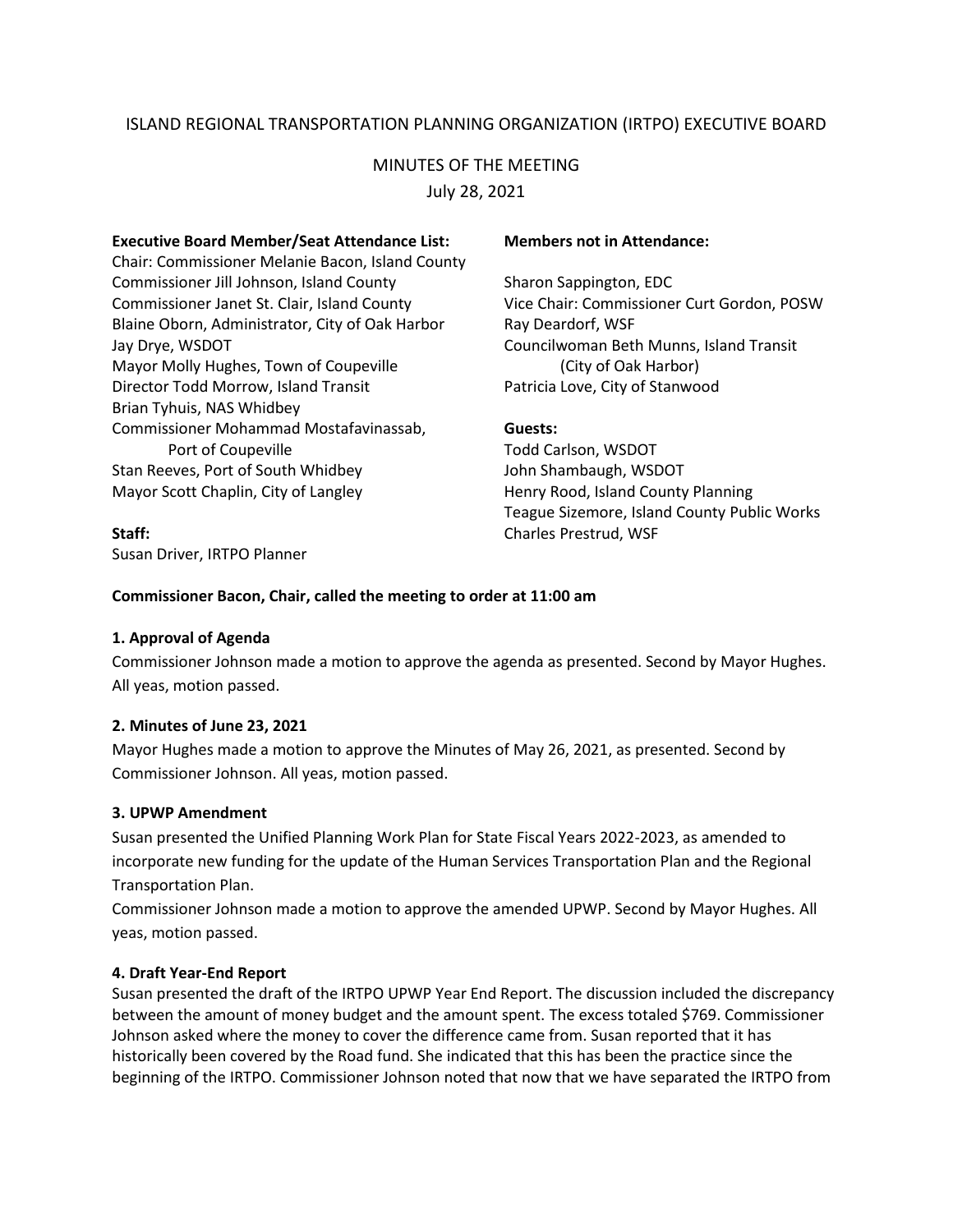# ISLAND REGIONAL TRANSPORTATION PLANNING ORGANIZATION (IRTPO) EXECUTIVE BOARD

## MINUTES OF THE MEETING

July 28, 2021

**Executive Board Member/Seat Attendance List:**
Chair: Commissioner Melanie Bacon, Island County
Commissioner Jill Johnson, Island County
Commissioner Janet St. Clair, Island County
Blaine Oborn, Administrator, City of Oak Harbor
Jay Drye, WSDOT
Mayor Molly Hughes, Town of Coupeville
Director Todd Morrow, Island Transit
Brian Tyhuis, NAS Whidbey
Commissioner Mohammad Mostafavinassab, Port of Coupeville
Stan Reeves, Port of South Whidbey
Mayor Scott Chaplin, City of Langley

**Staff:**
Susan Driver, IRTPO Planner

**Members not in Attendance:**
Sharon Sappington, EDC
Vice Chair: Commissioner Curt Gordon, POSW
Ray Deardorf, WSF
Councilwoman Beth Munns, Island Transit (City of Oak Harbor)
Patricia Love, City of Stanwood

**Guests:**
Todd Carlson, WSDOT
John Shambaugh, WSDOT
Henry Rood, Island County Planning
Teague Sizemore, Island County Public Works
Charles Prestrud, WSF

**Commissioner Bacon, Chair, called the meeting to order at 11:00 am**

**1. Approval of Agenda**

Commissioner Johnson made a motion to approve the agenda as presented. Second by Mayor Hughes. All yeas, motion passed.

**2. Minutes of June 23, 2021**

Mayor Hughes made a motion to approve the Minutes of May 26, 2021, as presented. Second by Commissioner Johnson. All yeas, motion passed.

**3. UPWP Amendment**

Susan presented the Unified Planning Work Plan for State Fiscal Years 2022-2023, as amended to incorporate new funding for the update of the Human Services Transportation Plan and the Regional Transportation Plan.

Commissioner Johnson made a motion to approve the amended UPWP. Second by Mayor Hughes. All yeas, motion passed.

**4. Draft Year-End Report**

Susan presented the draft of the IRTPO UPWP Year End Report. The discussion included the discrepancy between the amount of money budget and the amount spent. The excess totaled $769. Commissioner Johnson asked where the money to cover the difference came from. Susan reported that it has historically been covered by the Road fund. She indicated that this has been the practice since the beginning of the IRTPO. Commissioner Johnson noted that now that we have separated the IRTPO from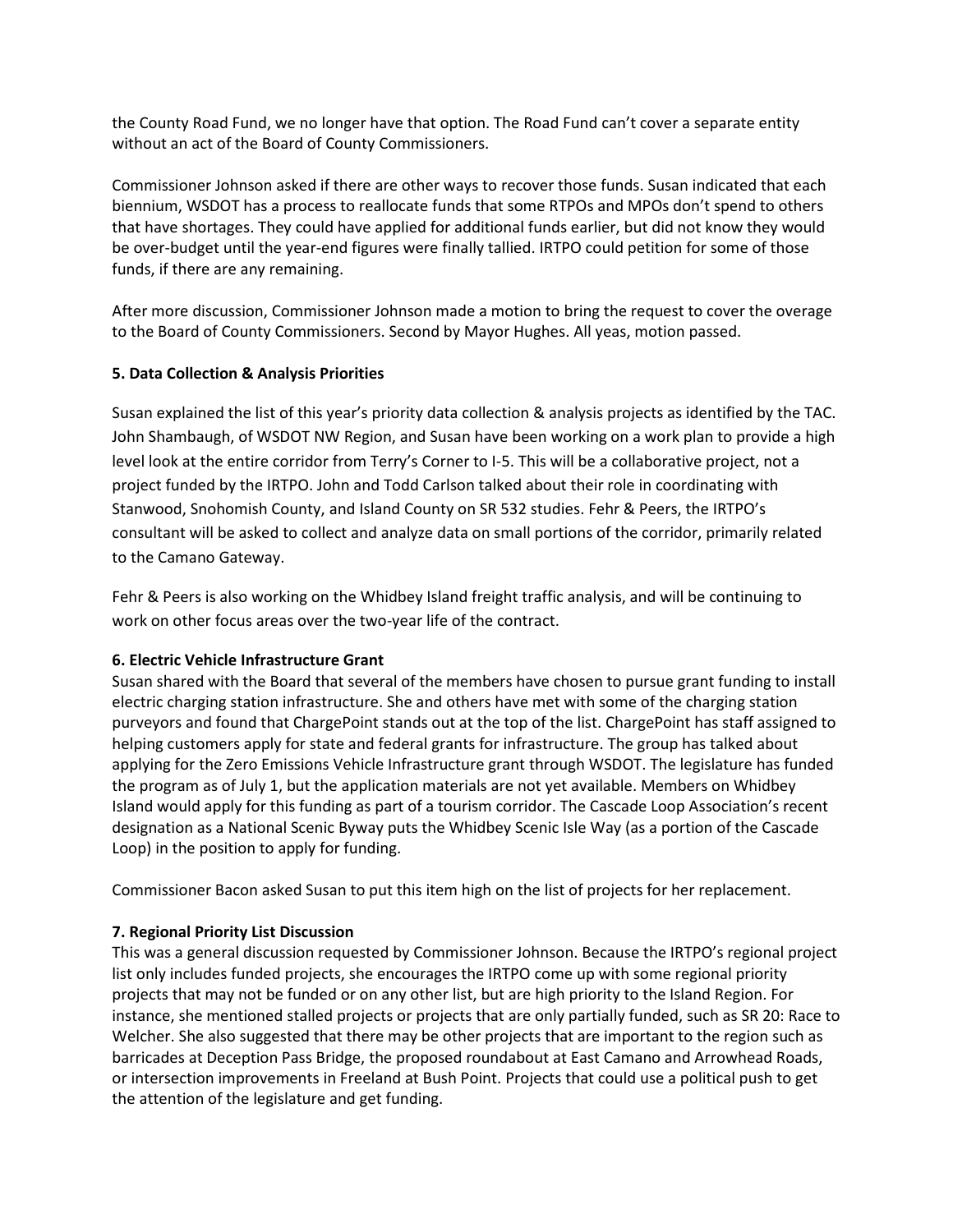the County Road Fund, we no longer have that option. The Road Fund can't cover a separate entity without an act of the Board of County Commissioners.

Commissioner Johnson asked if there are other ways to recover those funds. Susan indicated that each biennium, WSDOT has a process to reallocate funds that some RTPOs and MPOs don't spend to others that have shortages. They could have applied for additional funds earlier, but did not know they would be over-budget until the year-end figures were finally tallied. IRTPO could petition for some of those funds, if there are any remaining.

After more discussion, Commissioner Johnson made a motion to bring the request to cover the overage to the Board of County Commissioners. Second by Mayor Hughes. All yeas, motion passed.

**5. Data Collection & Analysis Priorities**

Susan explained the list of this year's priority data collection & analysis projects as identified by the TAC. John Shambaugh, of WSDOT NW Region, and Susan have been working on a work plan to provide a high level look at the entire corridor from Terry's Corner to I-5. This will be a collaborative project, not a project funded by the IRTPO. John and Todd Carlson talked about their role in coordinating with Stanwood, Snohomish County, and Island County on SR 532 studies. Fehr & Peers, the IRTPO's consultant will be asked to collect and analyze data on small portions of the corridor, primarily related to the Camano Gateway.

Fehr & Peers is also working on the Whidbey Island freight traffic analysis, and will be continuing to work on other focus areas over the two-year life of the contract.

**6. Electric Vehicle Infrastructure Grant**

Susan shared with the Board that several of the members have chosen to pursue grant funding to install electric charging station infrastructure. She and others have met with some of the charging station purveyors and found that ChargePoint stands out at the top of the list. ChargePoint has staff assigned to helping customers apply for state and federal grants for infrastructure. The group has talked about applying for the Zero Emissions Vehicle Infrastructure grant through WSDOT. The legislature has funded the program as of July 1, but the application materials are not yet available. Members on Whidbey Island would apply for this funding as part of a tourism corridor. The Cascade Loop Association's recent designation as a National Scenic Byway puts the Whidbey Scenic Isle Way (as a portion of the Cascade Loop) in the position to apply for funding.

Commissioner Bacon asked Susan to put this item high on the list of projects for her replacement.

**7. Regional Priority List Discussion**

This was a general discussion requested by Commissioner Johnson. Because the IRTPO's regional project list only includes funded projects, she encourages the IRTPO come up with some regional priority projects that may not be funded or on any other list, but are high priority to the Island Region. For instance, she mentioned stalled projects or projects that are only partially funded, such as SR 20: Race to Welcher. She also suggested that there may be other projects that are important to the region such as barricades at Deception Pass Bridge, the proposed roundabout at East Camano and Arrowhead Roads, or intersection improvements in Freeland at Bush Point. Projects that could use a political push to get the attention of the legislature and get funding.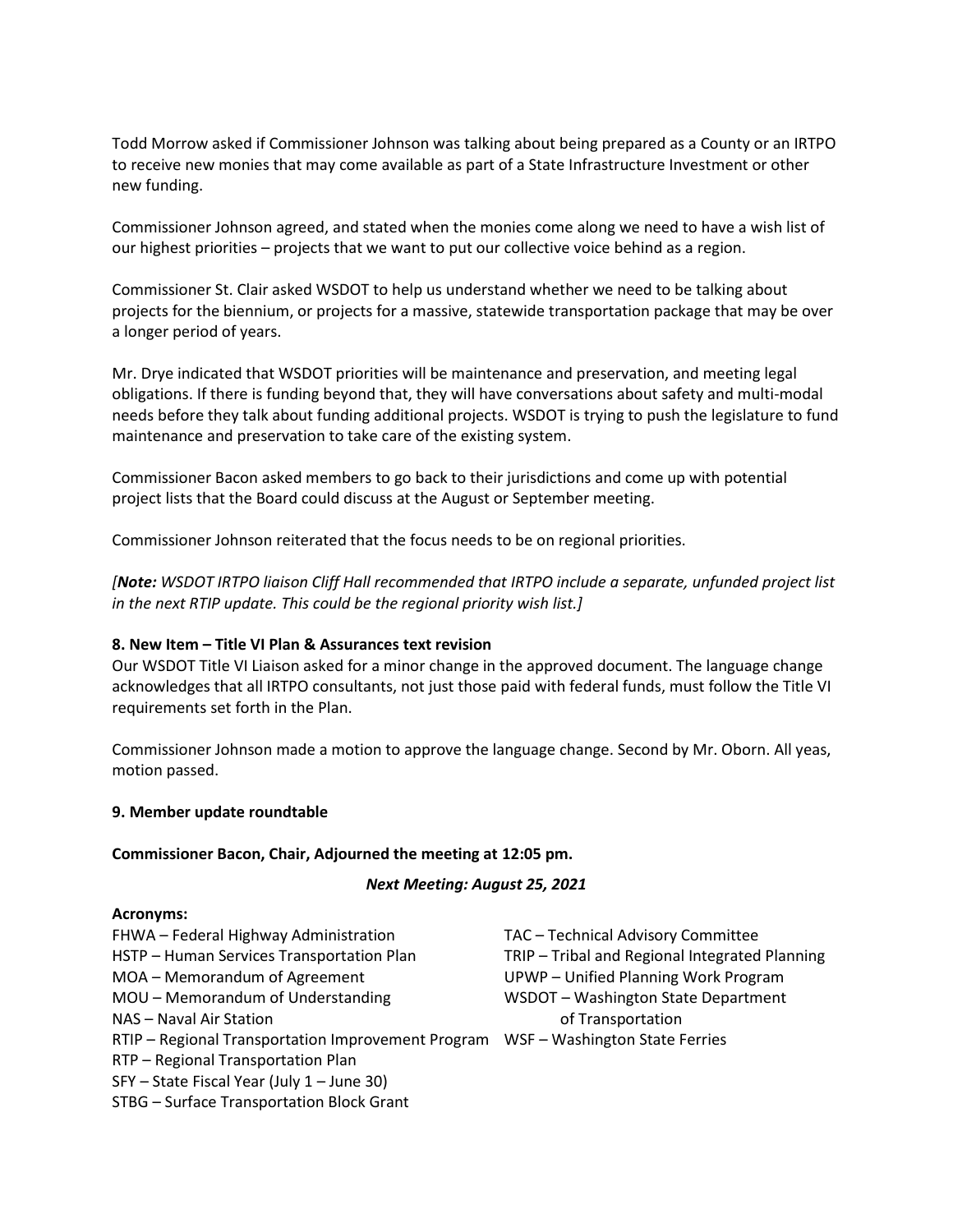Todd Morrow asked if Commissioner Johnson was talking about being prepared as a County or an IRTPO to receive new monies that may come available as part of a State Infrastructure Investment or other new funding.

Commissioner Johnson agreed, and stated when the monies come along we need to have a wish list of our highest priorities – projects that we want to put our collective voice behind as a region.

Commissioner St. Clair asked WSDOT to help us understand whether we need to be talking about projects for the biennium, or projects for a massive, statewide transportation package that may be over a longer period of years.

Mr. Drye indicated that WSDOT priorities will be maintenance and preservation, and meeting legal obligations. If there is funding beyond that, they will have conversations about safety and multi-modal needs before they talk about funding additional projects. WSDOT is trying to push the legislature to fund maintenance and preservation to take care of the existing system.

Commissioner Bacon asked members to go back to their jurisdictions and come up with potential project lists that the Board could discuss at the August or September meeting.

Commissioner Johnson reiterated that the focus needs to be on regional priorities.

*[**Note:** WSDOT IRTPO liaison Cliff Hall recommended that IRTPO include a separate, unfunded project list in the next RTIP update. This could be the regional priority wish list.]*

**8. New Item – Title VI Plan & Assurances text revision**

Our WSDOT Title VI Liaison asked for a minor change in the approved document. The language change acknowledges that all IRTPO consultants, not just those paid with federal funds, must follow the Title VI requirements set forth in the Plan.

Commissioner Johnson made a motion to approve the language change. Second by Mr. Oborn. All yeas, motion passed.

**9. Member update roundtable**

**Commissioner Bacon, Chair, Adjourned the meeting at 12:05 pm.**

***Next Meeting: August 25, 2021***

**Acronyms:**

FHWA – Federal Highway Administration
HSTP – Human Services Transportation Plan
MOA – Memorandum of Agreement
MOU – Memorandum of Understanding
NAS – Naval Air Station
RTIP – Regional Transportation Improvement Program
RTP – Regional Transportation Plan
SFY – State Fiscal Year (July 1 – June 30)
STBG – Surface Transportation Block Grant
TAC – Technical Advisory Committee
TRIP – Tribal and Regional Integrated Planning
UPWP – Unified Planning Work Program
WSDOT – Washington State Department of Transportation
WSF – Washington State Ferries